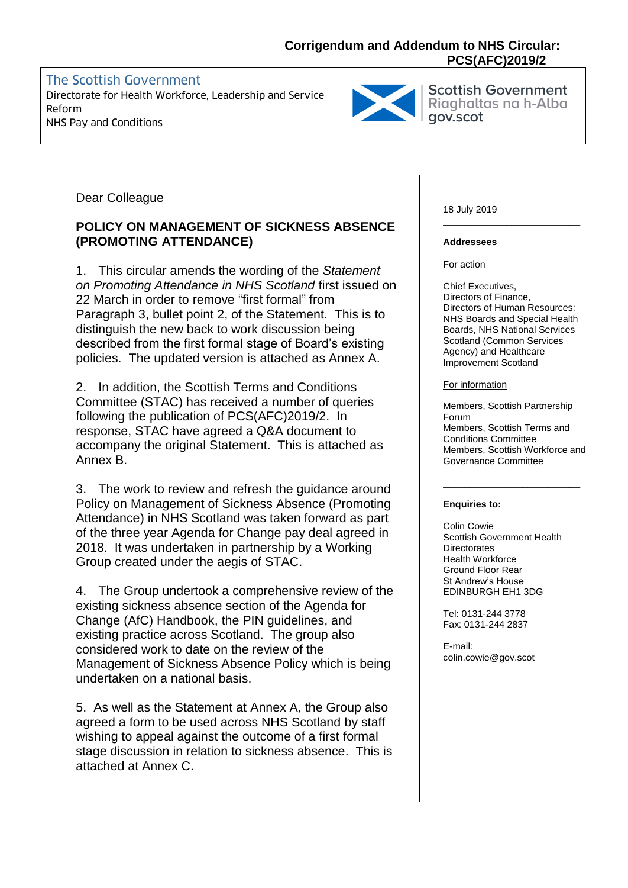**Corrigendum and Addendum to NHS Circular: PCS(AFC)2019/2**

The Scottish Government
Directorate for Health Workforce, Leadership and Service Reform
NHS Pay and Conditions

Scottish Government
Riaghaltas na h-Alba
gov.scot

Dear Colleague

**POLICY ON MANAGEMENT OF SICKNESS ABSENCE (PROMOTING ATTENDANCE)**

1. This circular amends the wording of the *Statement on Promoting Attendance in NHS Scotland* first issued on 22 March in order to remove "first formal" from Paragraph 3, bullet point 2, of the Statement. This is to distinguish the new back to work discussion being described from the first formal stage of Board's existing policies. The updated version is attached as Annex A.

2. In addition, the Scottish Terms and Conditions Committee (STAC) has received a number of queries following the publication of PCS(AFC)2019/2. In response, STAC have agreed a Q&A document to accompany the original Statement. This is attached as Annex B.

3. The work to review and refresh the guidance around Policy on Management of Sickness Absence (Promoting Attendance) in NHS Scotland was taken forward as part of the three year Agenda for Change pay deal agreed in 2018. It was undertaken in partnership by a Working Group created under the aegis of STAC.

4. The Group undertook a comprehensive review of the existing sickness absence section of the Agenda for Change (AfC) Handbook, the PIN guidelines, and existing practice across Scotland. The group also considered work to date on the review of the Management of Sickness Absence Policy which is being undertaken on a national basis.

5. As well as the Statement at Annex A, the Group also agreed a form to be used across NHS Scotland by staff wishing to appeal against the outcome of a first formal stage discussion in relation to sickness absence. This is attached at Annex C.

18 July 2019

---

**Addressees**

For action

Chief Executives,
Directors of Finance,
Directors of Human Resources:
NHS Boards and Special Health Boards, NHS National Services Scotland (Common Services Agency) and Healthcare Improvement Scotland

For information

Members, Scottish Partnership Forum
Members, Scottish Terms and Conditions Committee
Members, Scottish Workforce and Governance Committee

---

**Enquiries to:**

Colin Cowie
Scottish Government Health Directorates
Health Workforce
Ground Floor Rear
St Andrew's House
EDINBURGH EH1 3DG

Tel: 0131-244 3778
Fax: 0131-244 2837

E-mail:
colin.cowie@gov.scot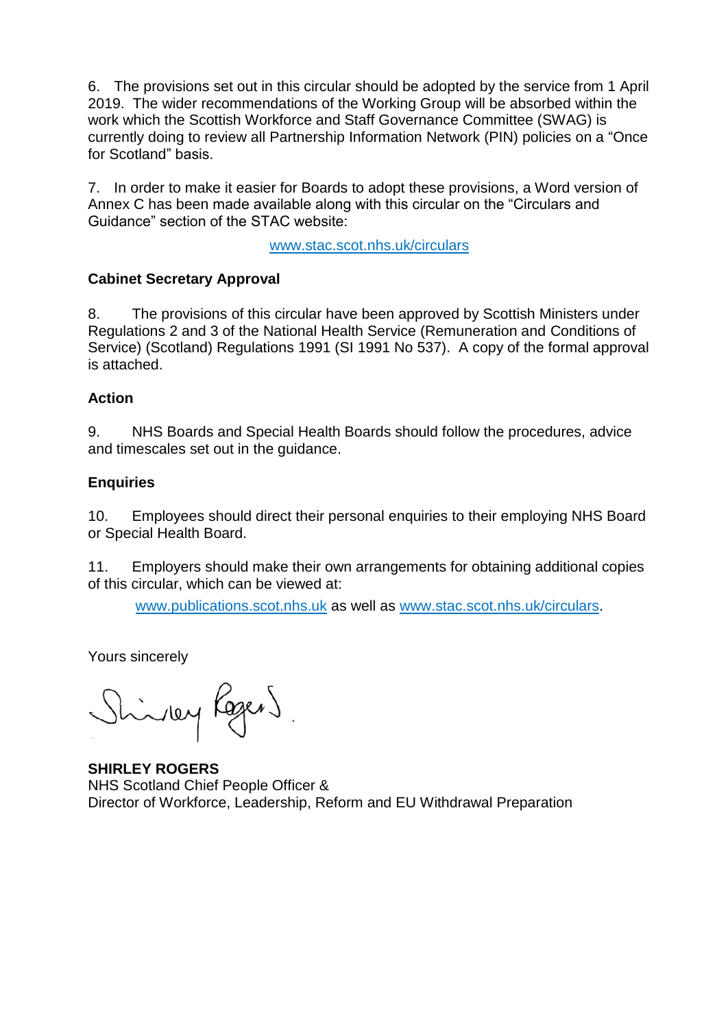6. The provisions set out in this circular should be adopted by the service from 1 April 2019. The wider recommendations of the Working Group will be absorbed within the work which the Scottish Workforce and Staff Governance Committee (SWAG) is currently doing to review all Partnership Information Network (PIN) policies on a "Once for Scotland" basis.

7. In order to make it easier for Boards to adopt these provisions, a Word version of Annex C has been made available along with this circular on the "Circulars and Guidance" section of the STAC website:

www.stac.scot.nhs.uk/circulars

**Cabinet Secretary Approval**

8. The provisions of this circular have been approved by Scottish Ministers under Regulations 2 and 3 of the National Health Service (Remuneration and Conditions of Service) (Scotland) Regulations 1991 (SI 1991 No 537). A copy of the formal approval is attached.

**Action**

9. NHS Boards and Special Health Boards should follow the procedures, advice and timescales set out in the guidance.

**Enquiries**

10. Employees should direct their personal enquiries to their employing NHS Board or Special Health Board.

11. Employers should make their own arrangements for obtaining additional copies of this circular, which can be viewed at:

www.publications.scot.nhs.uk as well as www.stac.scot.nhs.uk/circulars.

Yours sincerely

**SHIRLEY ROGERS**
NHS Scotland Chief People Officer &
Director of Workforce, Leadership, Reform and EU Withdrawal Preparation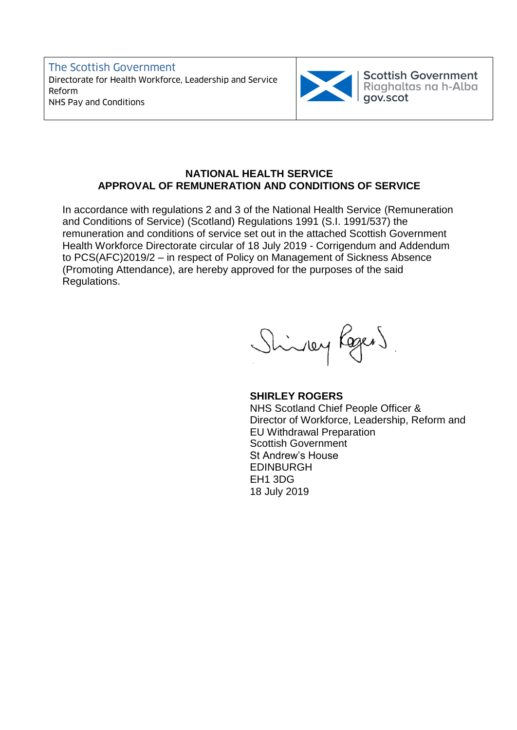The Scottish Government
Directorate for Health Workforce, Leadership and Service Reform
NHS Pay and Conditions

Scottish Government
Riaghaltas na h-Alba
gov.scot

**NATIONAL HEALTH SERVICE**
**APPROVAL OF REMUNERATION AND CONDITIONS OF SERVICE**

In accordance with regulations 2 and 3 of the National Health Service (Remuneration and Conditions of Service) (Scotland) Regulations 1991 (S.I. 1991/537) the remuneration and conditions of service set out in the attached Scottish Government Health Workforce Directorate circular of 18 July 2019 - Corrigendum and Addendum to PCS(AFC)2019/2 – in respect of Policy on Management of Sickness Absence (Promoting Attendance), are hereby approved for the purposes of the said Regulations.

Shirley Rogers

**SHIRLEY ROGERS**
NHS Scotland Chief People Officer &
Director of Workforce, Leadership, Reform and EU Withdrawal Preparation
Scottish Government
St Andrew's House
EDINBURGH
EH1 3DG
18 July 2019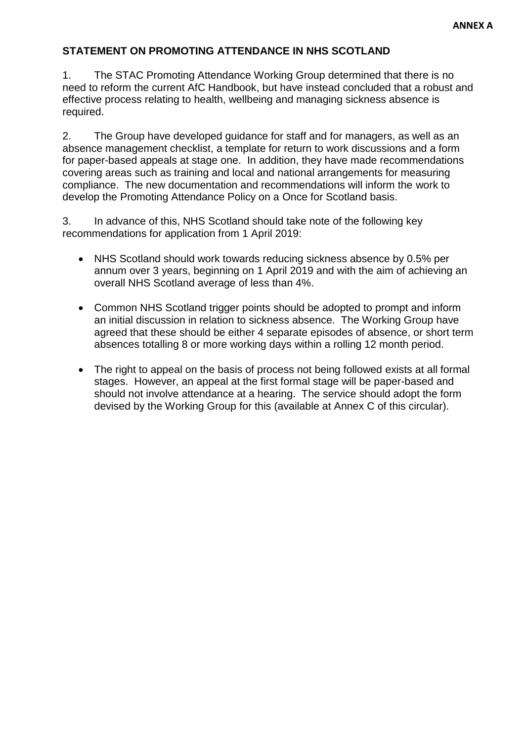**ANNEX A**

## STATEMENT ON PROMOTING ATTENDANCE IN NHS SCOTLAND

1. The STAC Promoting Attendance Working Group determined that there is no need to reform the current AfC Handbook, but have instead concluded that a robust and effective process relating to health, wellbeing and managing sickness absence is required.

2. The Group have developed guidance for staff and for managers, as well as an absence management checklist, a template for return to work discussions and a form for paper-based appeals at stage one. In addition, they have made recommendations covering areas such as training and local and national arrangements for measuring compliance. The new documentation and recommendations will inform the work to develop the Promoting Attendance Policy on a Once for Scotland basis.

3. In advance of this, NHS Scotland should take note of the following key recommendations for application from 1 April 2019:

- NHS Scotland should work towards reducing sickness absence by 0.5% per annum over 3 years, beginning on 1 April 2019 and with the aim of achieving an overall NHS Scotland average of less than 4%.
- Common NHS Scotland trigger points should be adopted to prompt and inform an initial discussion in relation to sickness absence. The Working Group have agreed that these should be either 4 separate episodes of absence, or short term absences totalling 8 or more working days within a rolling 12 month period.
- The right to appeal on the basis of process not being followed exists at all formal stages. However, an appeal at the first formal stage will be paper-based and should not involve attendance at a hearing. The service should adopt the form devised by the Working Group for this (available at Annex C of this circular).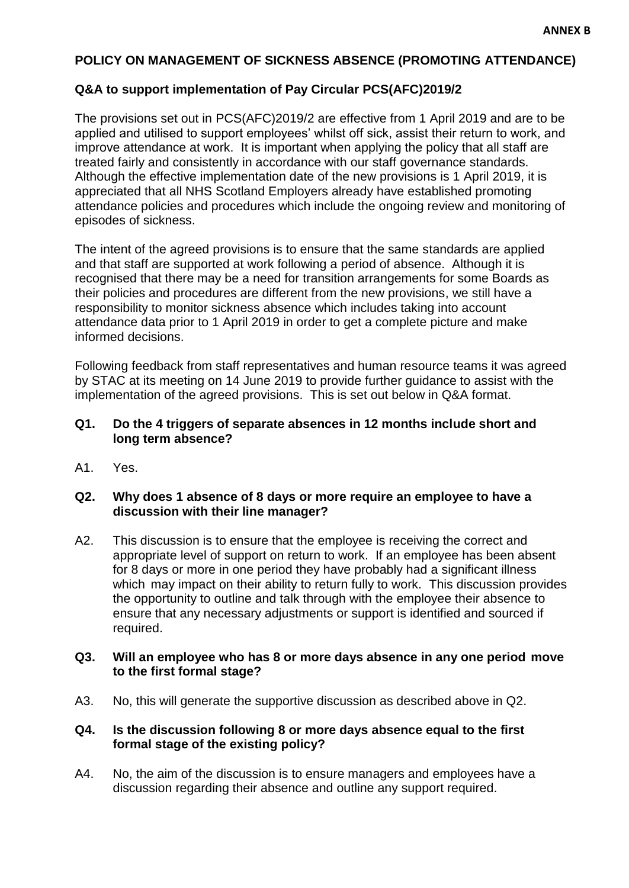**ANNEX B**

## POLICY ON MANAGEMENT OF SICKNESS ABSENCE (PROMOTING ATTENDANCE)

### Q&A to support implementation of Pay Circular PCS(AFC)2019/2

The provisions set out in PCS(AFC)2019/2 are effective from 1 April 2019 and are to be applied and utilised to support employees' whilst off sick, assist their return to work, and improve attendance at work. It is important when applying the policy that all staff are treated fairly and consistently in accordance with our staff governance standards. Although the effective implementation date of the new provisions is 1 April 2019, it is appreciated that all NHS Scotland Employers already have established promoting attendance policies and procedures which include the ongoing review and monitoring of episodes of sickness.

The intent of the agreed provisions is to ensure that the same standards are applied and that staff are supported at work following a period of absence. Although it is recognised that there may be a need for transition arrangements for some Boards as their policies and procedures are different from the new provisions, we still have a responsibility to monitor sickness absence which includes taking into account attendance data prior to 1 April 2019 in order to get a complete picture and make informed decisions.

Following feedback from staff representatives and human resource teams it was agreed by STAC at its meeting on 14 June 2019 to provide further guidance to assist with the implementation of the agreed provisions. This is set out below in Q&A format.

**Q1. Do the 4 triggers of separate absences in 12 months include short and long term absence?**

A1. Yes.

**Q2. Why does 1 absence of 8 days or more require an employee to have a discussion with their line manager?**

A2. This discussion is to ensure that the employee is receiving the correct and appropriate level of support on return to work. If an employee has been absent for 8 days or more in one period they have probably had a significant illness which may impact on their ability to return fully to work. This discussion provides the opportunity to outline and talk through with the employee their absence to ensure that any necessary adjustments or support is identified and sourced if required.

**Q3. Will an employee who has 8 or more days absence in any one period move to the first formal stage?**

A3. No, this will generate the supportive discussion as described above in Q2.

**Q4. Is the discussion following 8 or more days absence equal to the first formal stage of the existing policy?**

A4. No, the aim of the discussion is to ensure managers and employees have a discussion regarding their absence and outline any support required.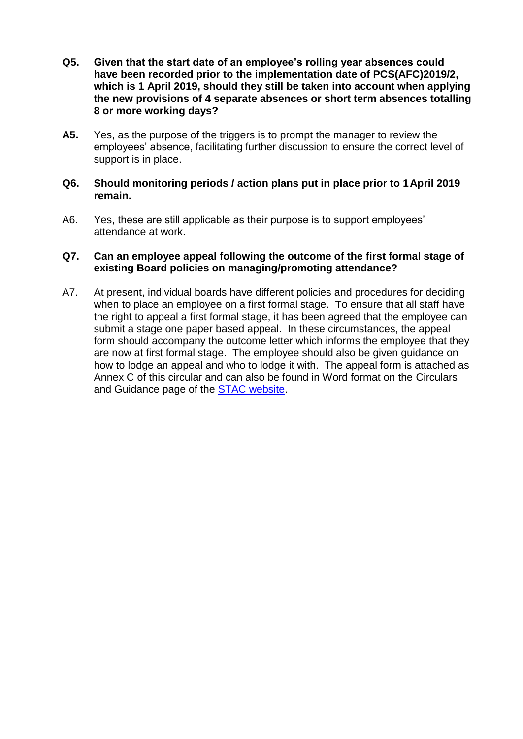**Q5. Given that the start date of an employee's rolling year absences could have been recorded prior to the implementation date of PCS(AFC)2019/2, which is 1 April 2019, should they still be taken into account when applying the new provisions of 4 separate absences or short term absences totalling 8 or more working days?**

**A5.** Yes, as the purpose of the triggers is to prompt the manager to review the employees' absence, facilitating further discussion to ensure the correct level of support is in place.

**Q6. Should monitoring periods / action plans put in place prior to 1 April 2019 remain.**

A6. Yes, these are still applicable as their purpose is to support employees' attendance at work.

**Q7. Can an employee appeal following the outcome of the first formal stage of existing Board policies on managing/promoting attendance?**

A7. At present, individual boards have different policies and procedures for deciding when to place an employee on a first formal stage. To ensure that all staff have the right to appeal a first formal stage, it has been agreed that the employee can submit a stage one paper based appeal. In these circumstances, the appeal form should accompany the outcome letter which informs the employee that they are now at first formal stage. The employee should also be given guidance on how to lodge an appeal and who to lodge it with. The appeal form is attached as Annex C of this circular and can also be found in Word format on the Circulars and Guidance page of the STAC website.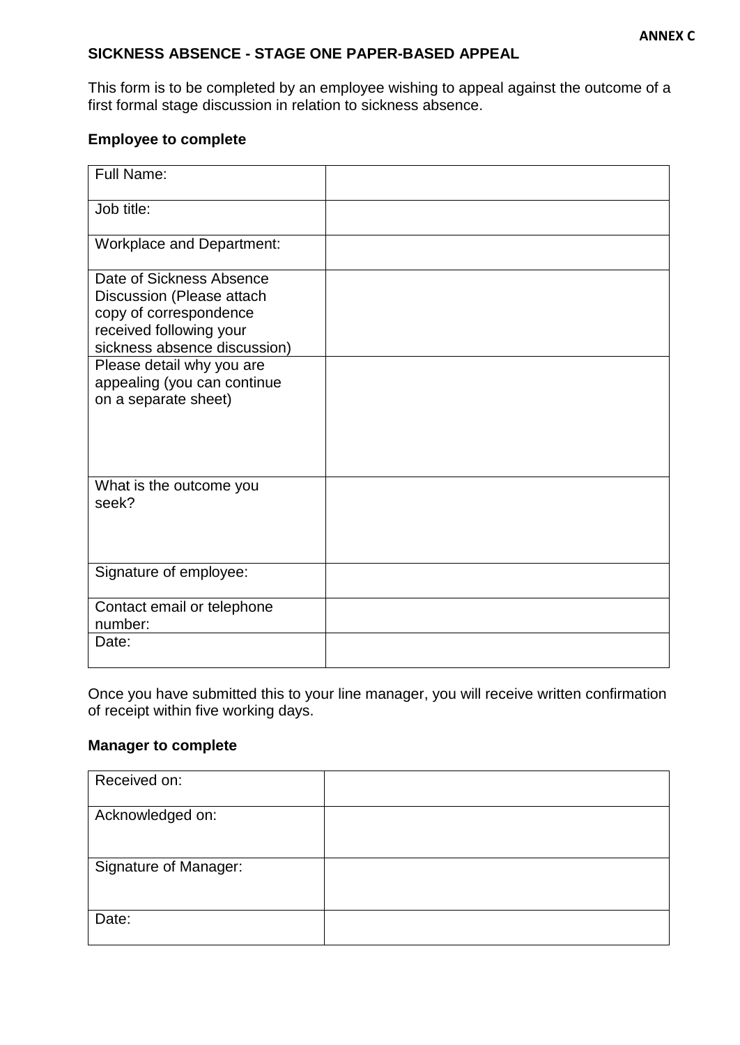**ANNEX C**

## SICKNESS ABSENCE - STAGE ONE PAPER-BASED APPEAL

This form is to be completed by an employee wishing to appeal against the outcome of a first formal stage discussion in relation to sickness absence.

### Employee to complete

| | |
|---|---|
| Full Name: | |
| Job title: | |
| Workplace and Department: | |
| Date of Sickness Absence Discussion (Please attach copy of correspondence received following your sickness absence discussion) | |
| Please detail why you are appealing (you can continue on a separate sheet) | |
| What is the outcome you seek? | |
| Signature of employee: | |
| Contact email or telephone number: | |
| Date: | |

Once you have submitted this to your line manager, you will receive written confirmation of receipt within five working days.

### Manager to complete

| | |
|---|---|
| Received on: | |
| Acknowledged on: | |
| Signature of Manager: | |
| Date: | |